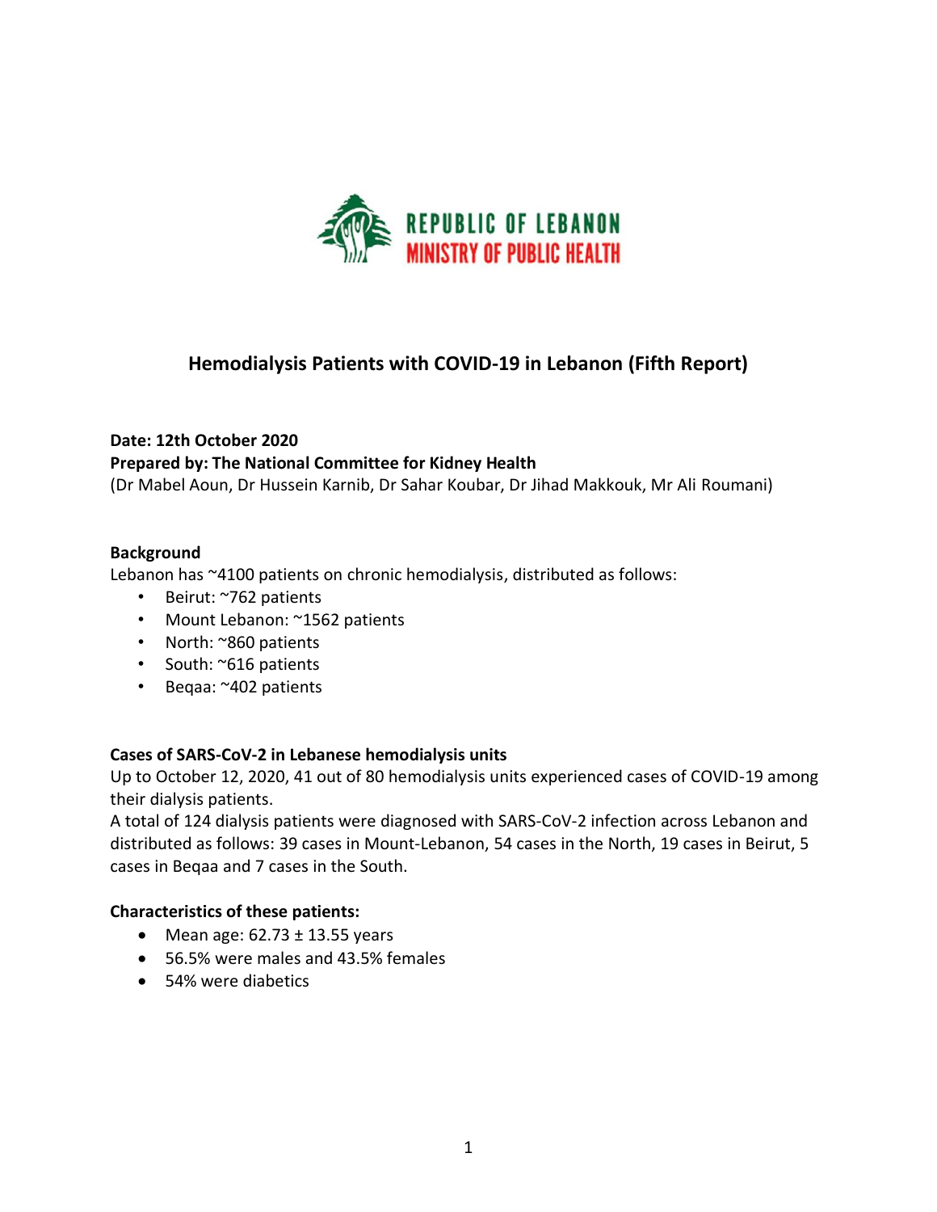REPUBLIC OF LEBANON
MINISTRY OF PUBLIC HEALTH

# Hemodialysis Patients with COVID-19 in Lebanon (Fifth Report)

**Date: 12th October 2020**
**Prepared by: The National Committee for Kidney Health**
(Dr Mabel Aoun, Dr Hussein Karnib, Dr Sahar Koubar, Dr Jihad Makkouk, Mr Ali Roumani)

## Background

Lebanon has ~4100 patients on chronic hemodialysis, distributed as follows:

- Beirut: ~762 patients
- Mount Lebanon: ~1562 patients
- North: ~860 patients
- South: ~616 patients
- Beqaa: ~402 patients

## Cases of SARS-CoV-2 in Lebanese hemodialysis units

Up to October 12, 2020, 41 out of 80 hemodialysis units experienced cases of COVID-19 among their dialysis patients.

A total of 124 dialysis patients were diagnosed with SARS-CoV-2 infection across Lebanon and distributed as follows: 39 cases in Mount-Lebanon, 54 cases in the North, 19 cases in Beirut, 5 cases in Beqaa and 7 cases in the South.

## Characteristics of these patients:

- Mean age: 62.73 ± 13.55 years
- 56.5% were males and 43.5% females
- 54% were diabetics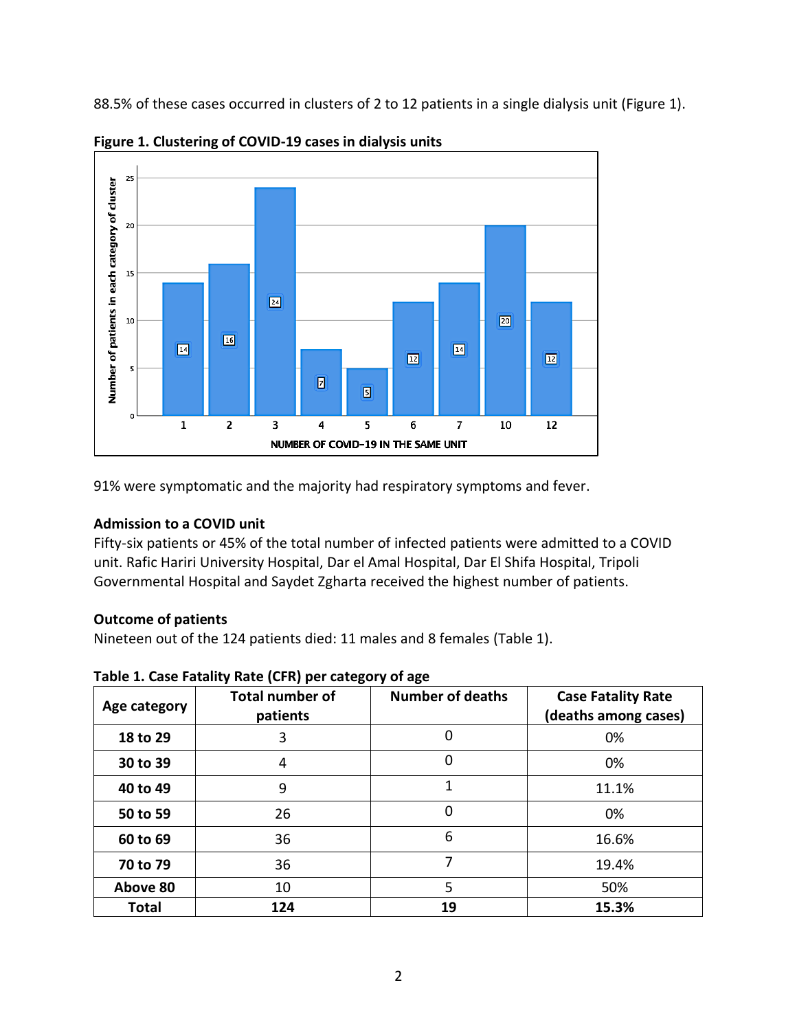88.5% of these cases occurred in clusters of 2 to 12 patients in a single dialysis unit (Figure 1).

**Figure 1. Clustering of COVID-19 cases in dialysis units**

Number of patients in each category of cluster

25
20
15
10
5
0

14 16 24 7 5 12 14 20 12

1 2 3 4 5 6 7 10 12

NUMBER OF COVID-19 IN THE SAME UNIT

91% were symptomatic and the majority had respiratory symptoms and fever.

**Admission to a COVID unit**

Fifty-six patients or 45% of the total number of infected patients were admitted to a COVID unit. Rafic Hariri University Hospital, Dar el Amal Hospital, Dar El Shifa Hospital, Tripoli Governmental Hospital and Saydet Zgharta received the highest number of patients.

**Outcome of patients**

Nineteen out of the 124 patients died: 11 males and 8 females (Table 1).

**Table 1. Case Fatality Rate (CFR) per category of age**

| Age category | Total number of patients | Number of deaths | Case Fatality Rate (deaths among cases) |
|---|---|---|---|
| **18 to 29** | 3 | 0 | 0% |
| **30 to 39** | 4 | 0 | 0% |
| **40 to 49** | 9 | 1 | 11.1% |
| **50 to 59** | 26 | 0 | 0% |
| **60 to 69** | 36 | 6 | 16.6% |
| **70 to 79** | 36 | 7 | 19.4% |
| **Above 80** | 10 | 5 | 50% |
| **Total** | **124** | **19** | **15.3%** |